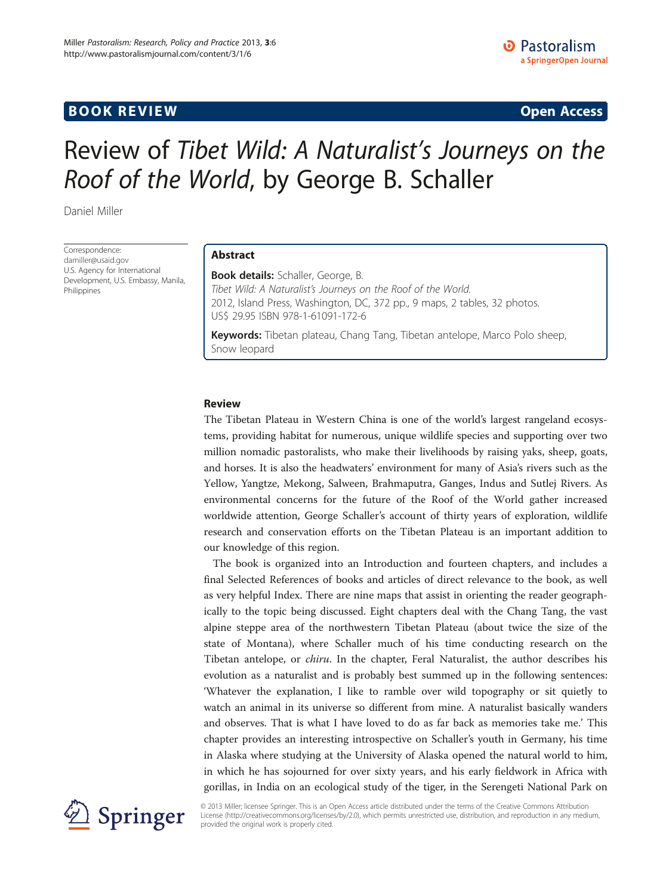**BOOK REVIEW** **Open Access**

# Review of *Tibet Wild: A Naturalist's Journeys on the Roof of the World*, by George B. Schaller

Daniel Miller

Correspondence: damiller@usaid.gov
U.S. Agency for International Development, U.S. Embassy, Manila, Philippines

## Abstract

**Book details:** Schaller, George, B.
*Tibet Wild: A Naturalist's Journeys on the Roof of the World.*
2012, Island Press, Washington, DC, 372 pp., 9 maps, 2 tables, 32 photos.
US$ 29.95 ISBN 978-1-61091-172-6

**Keywords:** Tibetan plateau, Chang Tang, Tibetan antelope, Marco Polo sheep, Snow leopard

## Review

The Tibetan Plateau in Western China is one of the world's largest rangeland ecosystems, providing habitat for numerous, unique wildlife species and supporting over two million nomadic pastoralists, who make their livelihoods by raising yaks, sheep, goats, and horses. It is also the headwaters' environment for many of Asia's rivers such as the Yellow, Yangtze, Mekong, Salween, Brahmaputra, Ganges, Indus and Sutlej Rivers. As environmental concerns for the future of the Roof of the World gather increased worldwide attention, George Schaller's account of thirty years of exploration, wildlife research and conservation efforts on the Tibetan Plateau is an important addition to our knowledge of this region.

The book is organized into an Introduction and fourteen chapters, and includes a final Selected References of books and articles of direct relevance to the book, as well as very helpful Index. There are nine maps that assist in orienting the reader geographically to the topic being discussed. Eight chapters deal with the Chang Tang, the vast alpine steppe area of the northwestern Tibetan Plateau (about twice the size of the state of Montana), where Schaller much of his time conducting research on the Tibetan antelope, or *chiru*. In the chapter, Feral Naturalist, the author describes his evolution as a naturalist and is probably best summed up in the following sentences: 'Whatever the explanation, I like to ramble over wild topography or sit quietly to watch an animal in its universe so different from mine. A naturalist basically wanders and observes. That is what I have loved to do as far back as memories take me.' This chapter provides an interesting introspective on Schaller's youth in Germany, his time in Alaska where studying at the University of Alaska opened the natural world to him, in which he has sojourned for over sixty years, and his early fieldwork in Africa with gorillas, in India on an ecological study of the tiger, in the Serengeti National Park on

© 2013 Miller; licensee Springer. This is an Open Access article distributed under the terms of the Creative Commons Attribution License (http://creativecommons.org/licenses/by/2.0), which permits unrestricted use, distribution, and reproduction in any medium, provided the original work is properly cited.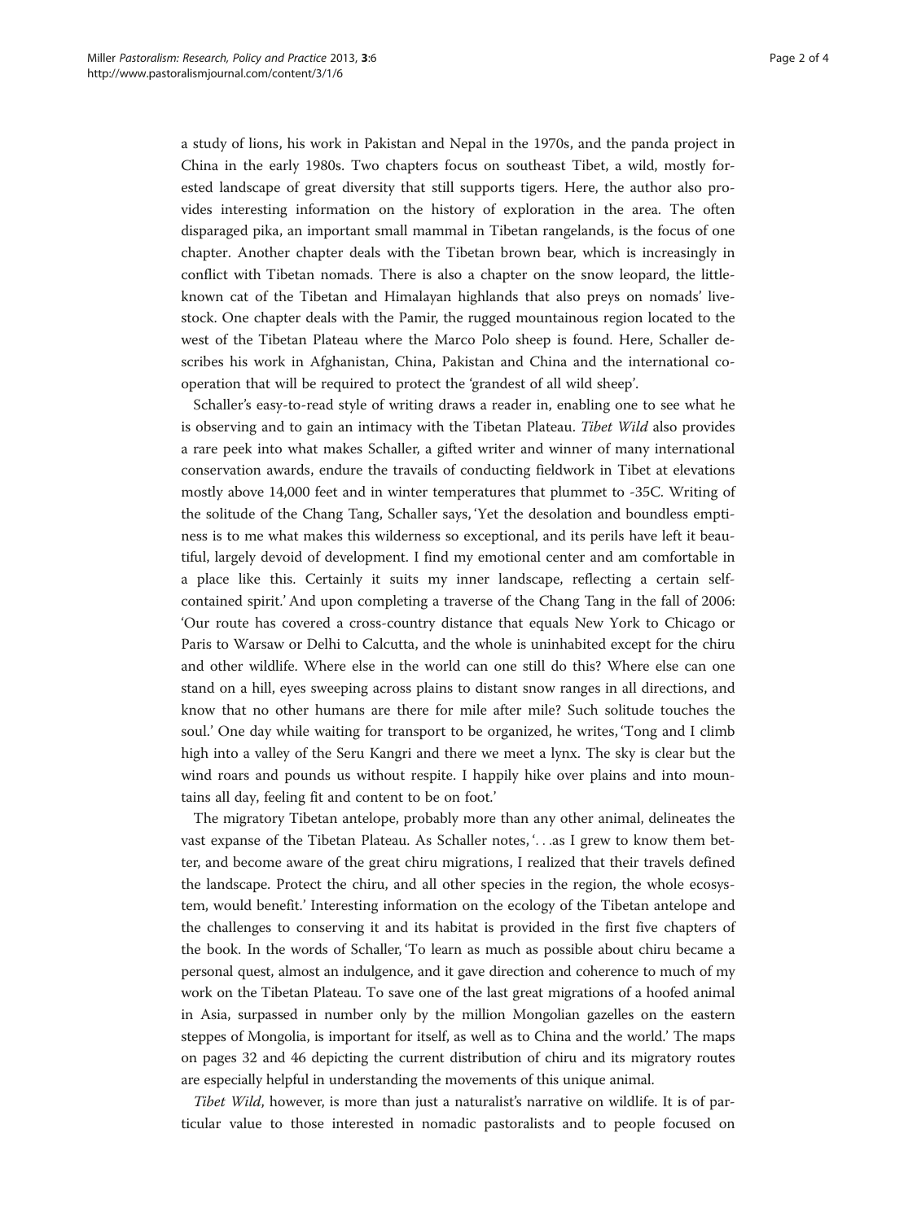a study of lions, his work in Pakistan and Nepal in the 1970s, and the panda project in China in the early 1980s. Two chapters focus on southeast Tibet, a wild, mostly forested landscape of great diversity that still supports tigers. Here, the author also provides interesting information on the history of exploration in the area. The often disparaged pika, an important small mammal in Tibetan rangelands, is the focus of one chapter. Another chapter deals with the Tibetan brown bear, which is increasingly in conflict with Tibetan nomads. There is also a chapter on the snow leopard, the little-known cat of the Tibetan and Himalayan highlands that also preys on nomads' livestock. One chapter deals with the Pamir, the rugged mountainous region located to the west of the Tibetan Plateau where the Marco Polo sheep is found. Here, Schaller describes his work in Afghanistan, China, Pakistan and China and the international cooperation that will be required to protect the 'grandest of all wild sheep'.

Schaller's easy-to-read style of writing draws a reader in, enabling one to see what he is observing and to gain an intimacy with the Tibetan Plateau. *Tibet Wild* also provides a rare peek into what makes Schaller, a gifted writer and winner of many international conservation awards, endure the travails of conducting fieldwork in Tibet at elevations mostly above 14,000 feet and in winter temperatures that plummet to -35C. Writing of the solitude of the Chang Tang, Schaller says, 'Yet the desolation and boundless emptiness is to me what makes this wilderness so exceptional, and its perils have left it beautiful, largely devoid of development. I find my emotional center and am comfortable in a place like this. Certainly it suits my inner landscape, reflecting a certain self-contained spirit.' And upon completing a traverse of the Chang Tang in the fall of 2006: 'Our route has covered a cross-country distance that equals New York to Chicago or Paris to Warsaw or Delhi to Calcutta, and the whole is uninhabited except for the chiru and other wildlife. Where else in the world can one still do this? Where else can one stand on a hill, eyes sweeping across plains to distant snow ranges in all directions, and know that no other humans are there for mile after mile? Such solitude touches the soul.' One day while waiting for transport to be organized, he writes, 'Tong and I climb high into a valley of the Seru Kangri and there we meet a lynx. The sky is clear but the wind roars and pounds us without respite. I happily hike over plains and into mountains all day, feeling fit and content to be on foot.'

The migratory Tibetan antelope, probably more than any other animal, delineates the vast expanse of the Tibetan Plateau. As Schaller notes, '. . .as I grew to know them better, and become aware of the great chiru migrations, I realized that their travels defined the landscape. Protect the chiru, and all other species in the region, the whole ecosystem, would benefit.' Interesting information on the ecology of the Tibetan antelope and the challenges to conserving it and its habitat is provided in the first five chapters of the book. In the words of Schaller, 'To learn as much as possible about chiru became a personal quest, almost an indulgence, and it gave direction and coherence to much of my work on the Tibetan Plateau. To save one of the last great migrations of a hoofed animal in Asia, surpassed in number only by the million Mongolian gazelles on the eastern steppes of Mongolia, is important for itself, as well as to China and the world.' The maps on pages 32 and 46 depicting the current distribution of chiru and its migratory routes are especially helpful in understanding the movements of this unique animal.

*Tibet Wild*, however, is more than just a naturalist's narrative on wildlife. It is of particular value to those interested in nomadic pastoralists and to people focused on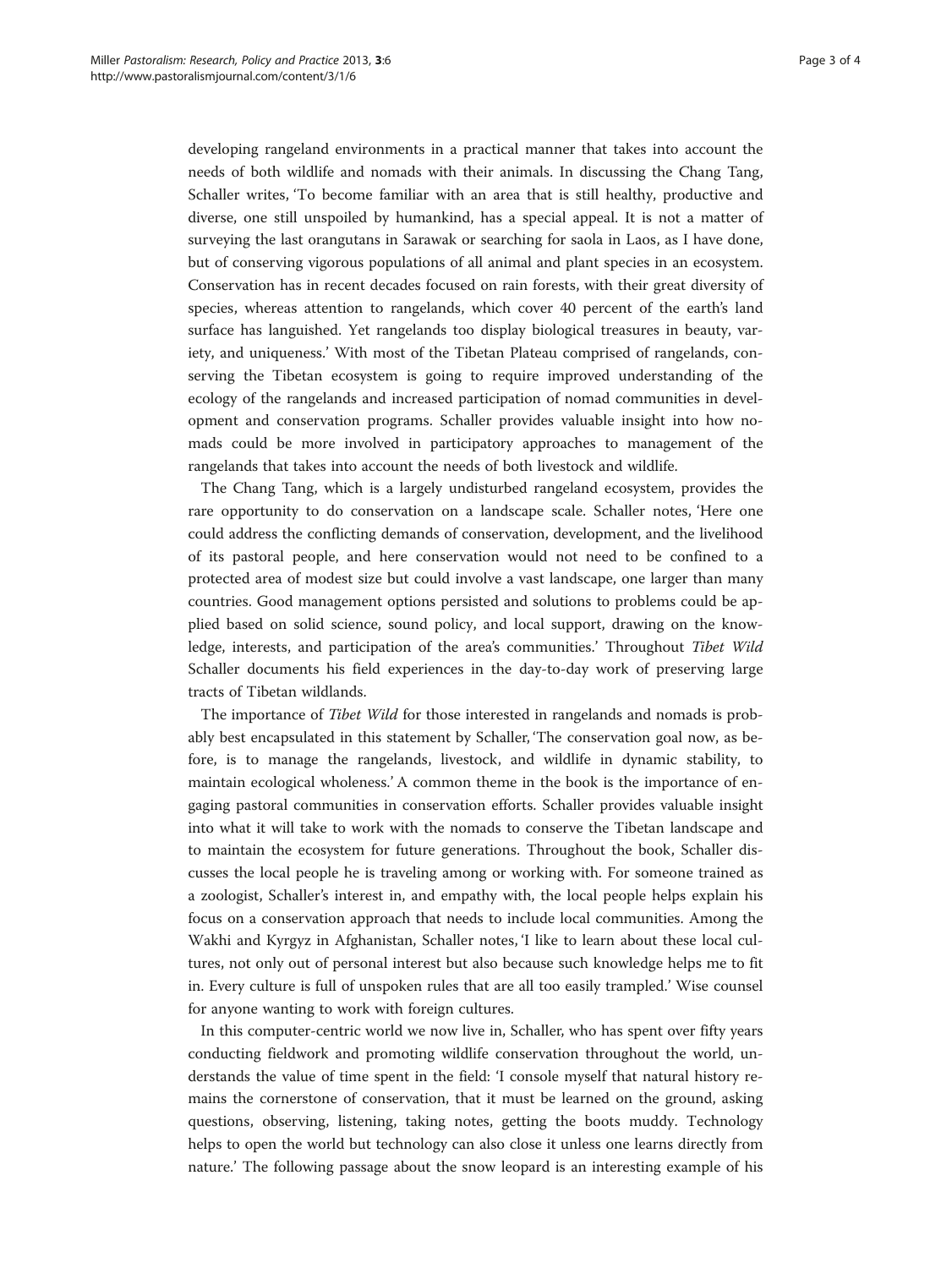developing rangeland environments in a practical manner that takes into account the needs of both wildlife and nomads with their animals. In discussing the Chang Tang, Schaller writes, 'To become familiar with an area that is still healthy, productive and diverse, one still unspoiled by humankind, has a special appeal. It is not a matter of surveying the last orangutans in Sarawak or searching for saola in Laos, as I have done, but of conserving vigorous populations of all animal and plant species in an ecosystem. Conservation has in recent decades focused on rain forests, with their great diversity of species, whereas attention to rangelands, which cover 40 percent of the earth's land surface has languished. Yet rangelands too display biological treasures in beauty, variety, and uniqueness.' With most of the Tibetan Plateau comprised of rangelands, conserving the Tibetan ecosystem is going to require improved understanding of the ecology of the rangelands and increased participation of nomad communities in development and conservation programs. Schaller provides valuable insight into how nomads could be more involved in participatory approaches to management of the rangelands that takes into account the needs of both livestock and wildlife.

The Chang Tang, which is a largely undisturbed rangeland ecosystem, provides the rare opportunity to do conservation on a landscape scale. Schaller notes, 'Here one could address the conflicting demands of conservation, development, and the livelihood of its pastoral people, and here conservation would not need to be confined to a protected area of modest size but could involve a vast landscape, one larger than many countries. Good management options persisted and solutions to problems could be applied based on solid science, sound policy, and local support, drawing on the knowledge, interests, and participation of the area's communities.' Throughout *Tibet Wild* Schaller documents his field experiences in the day-to-day work of preserving large tracts of Tibetan wildlands.

The importance of *Tibet Wild* for those interested in rangelands and nomads is probably best encapsulated in this statement by Schaller, 'The conservation goal now, as before, is to manage the rangelands, livestock, and wildlife in dynamic stability, to maintain ecological wholeness.' A common theme in the book is the importance of engaging pastoral communities in conservation efforts. Schaller provides valuable insight into what it will take to work with the nomads to conserve the Tibetan landscape and to maintain the ecosystem for future generations. Throughout the book, Schaller discusses the local people he is traveling among or working with. For someone trained as a zoologist, Schaller's interest in, and empathy with, the local people helps explain his focus on a conservation approach that needs to include local communities. Among the Wakhi and Kyrgyz in Afghanistan, Schaller notes, 'I like to learn about these local cultures, not only out of personal interest but also because such knowledge helps me to fit in. Every culture is full of unspoken rules that are all too easily trampled.' Wise counsel for anyone wanting to work with foreign cultures.

In this computer-centric world we now live in, Schaller, who has spent over fifty years conducting fieldwork and promoting wildlife conservation throughout the world, understands the value of time spent in the field: 'I console myself that natural history remains the cornerstone of conservation, that it must be learned on the ground, asking questions, observing, listening, taking notes, getting the boots muddy. Technology helps to open the world but technology can also close it unless one learns directly from nature.' The following passage about the snow leopard is an interesting example of his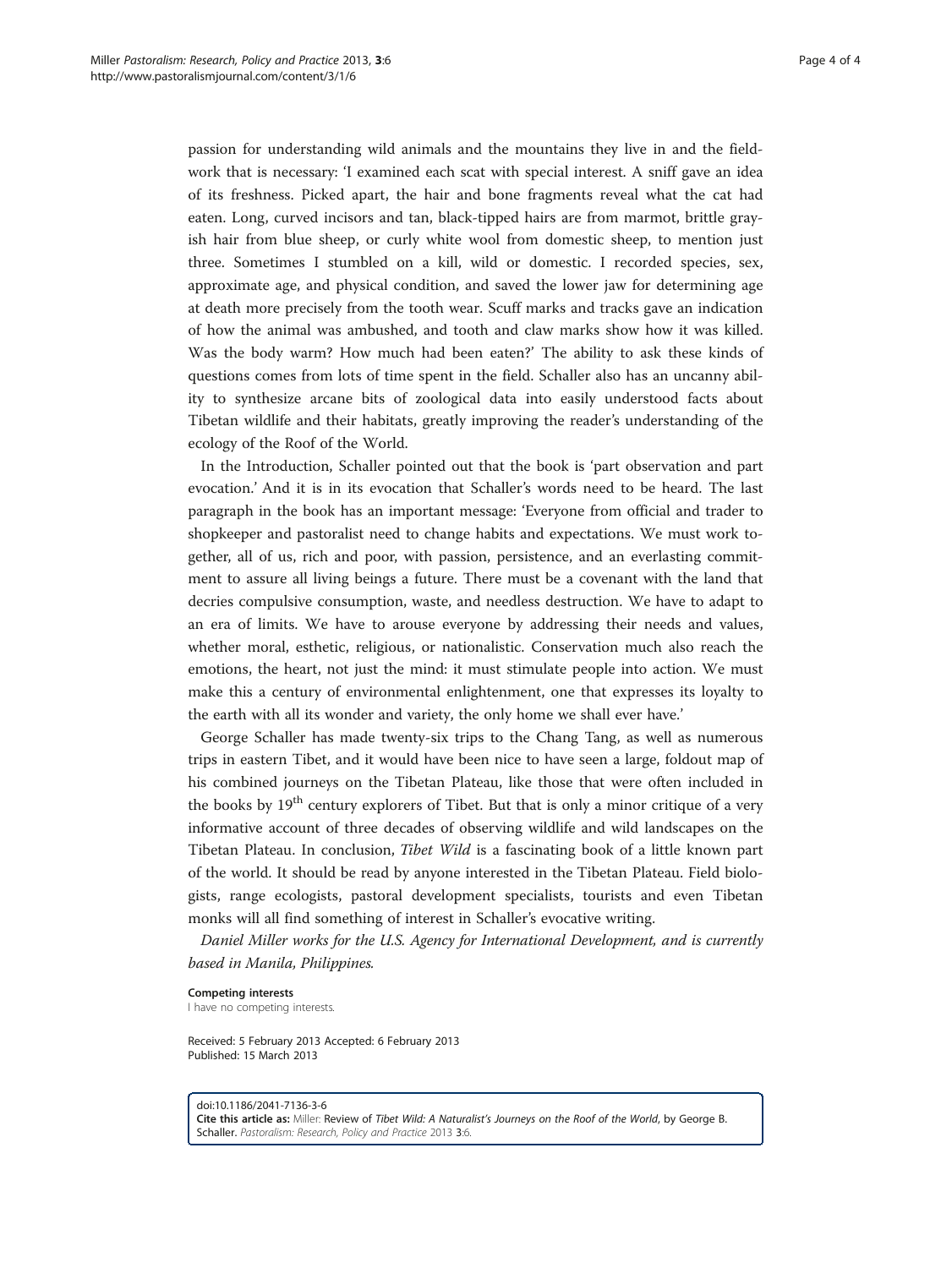passion for understanding wild animals and the mountains they live in and the fieldwork that is necessary: 'I examined each scat with special interest. A sniff gave an idea of its freshness. Picked apart, the hair and bone fragments reveal what the cat had eaten. Long, curved incisors and tan, black-tipped hairs are from marmot, brittle grayish hair from blue sheep, or curly white wool from domestic sheep, to mention just three. Sometimes I stumbled on a kill, wild or domestic. I recorded species, sex, approximate age, and physical condition, and saved the lower jaw for determining age at death more precisely from the tooth wear. Scuff marks and tracks gave an indication of how the animal was ambushed, and tooth and claw marks show how it was killed. Was the body warm? How much had been eaten?' The ability to ask these kinds of questions comes from lots of time spent in the field. Schaller also has an uncanny ability to synthesize arcane bits of zoological data into easily understood facts about Tibetan wildlife and their habitats, greatly improving the reader's understanding of the ecology of the Roof of the World.

In the Introduction, Schaller pointed out that the book is 'part observation and part evocation.' And it is in its evocation that Schaller's words need to be heard. The last paragraph in the book has an important message: 'Everyone from official and trader to shopkeeper and pastoralist need to change habits and expectations. We must work together, all of us, rich and poor, with passion, persistence, and an everlasting commitment to assure all living beings a future. There must be a covenant with the land that decries compulsive consumption, waste, and needless destruction. We have to adapt to an era of limits. We have to arouse everyone by addressing their needs and values, whether moral, esthetic, religious, or nationalistic. Conservation much also reach the emotions, the heart, not just the mind: it must stimulate people into action. We must make this a century of environmental enlightenment, one that expresses its loyalty to the earth with all its wonder and variety, the only home we shall ever have.'

George Schaller has made twenty-six trips to the Chang Tang, as well as numerous trips in eastern Tibet, and it would have been nice to have seen a large, foldout map of his combined journeys on the Tibetan Plateau, like those that were often included in the books by 19th century explorers of Tibet. But that is only a minor critique of a very informative account of three decades of observing wildlife and wild landscapes on the Tibetan Plateau. In conclusion, *Tibet Wild* is a fascinating book of a little known part of the world. It should be read by anyone interested in the Tibetan Plateau. Field biologists, range ecologists, pastoral development specialists, tourists and even Tibetan monks will all find something of interest in Schaller's evocative writing.

*Daniel Miller works for the U.S. Agency for International Development, and is currently based in Manila, Philippines.*

**Competing interests**

I have no competing interests.

Received: 5 February 2013 Accepted: 6 February 2013
Published: 15 March 2013

doi:10.1186/2041-7136-3-6

**Cite this article as:** Miller: Review of *Tibet Wild: A Naturalist's Journeys on the Roof of the World*, by George B. Schaller. *Pastoralism: Research, Policy and Practice* 2013 **3**:6.